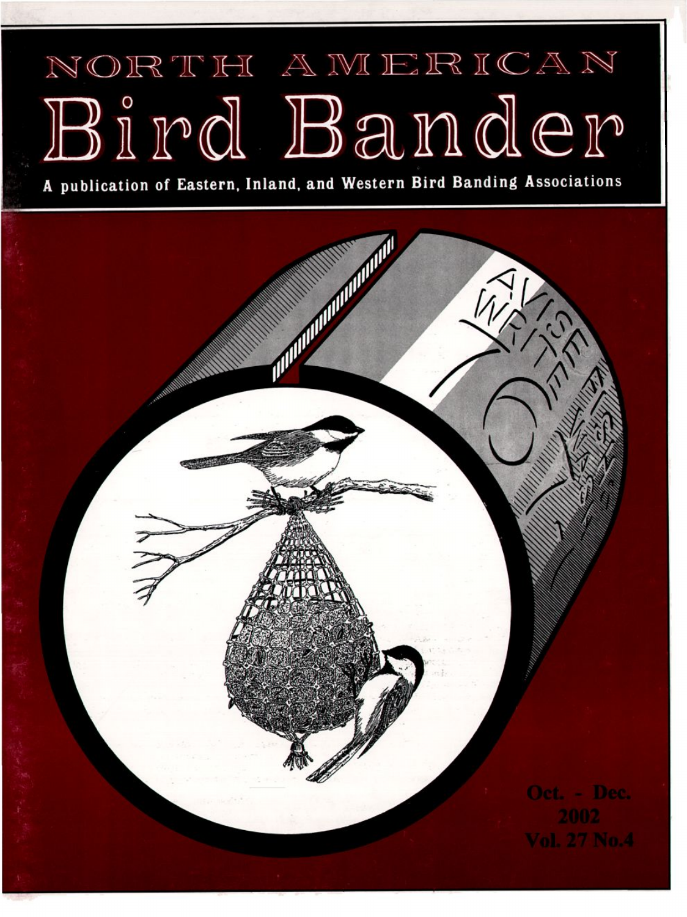# NORTH AMERICAN Bird Bander

A publication of Eastern, Inland, and Western Bird Banding Associations

Oct. - Dec.
2002
Vol. 27 No.4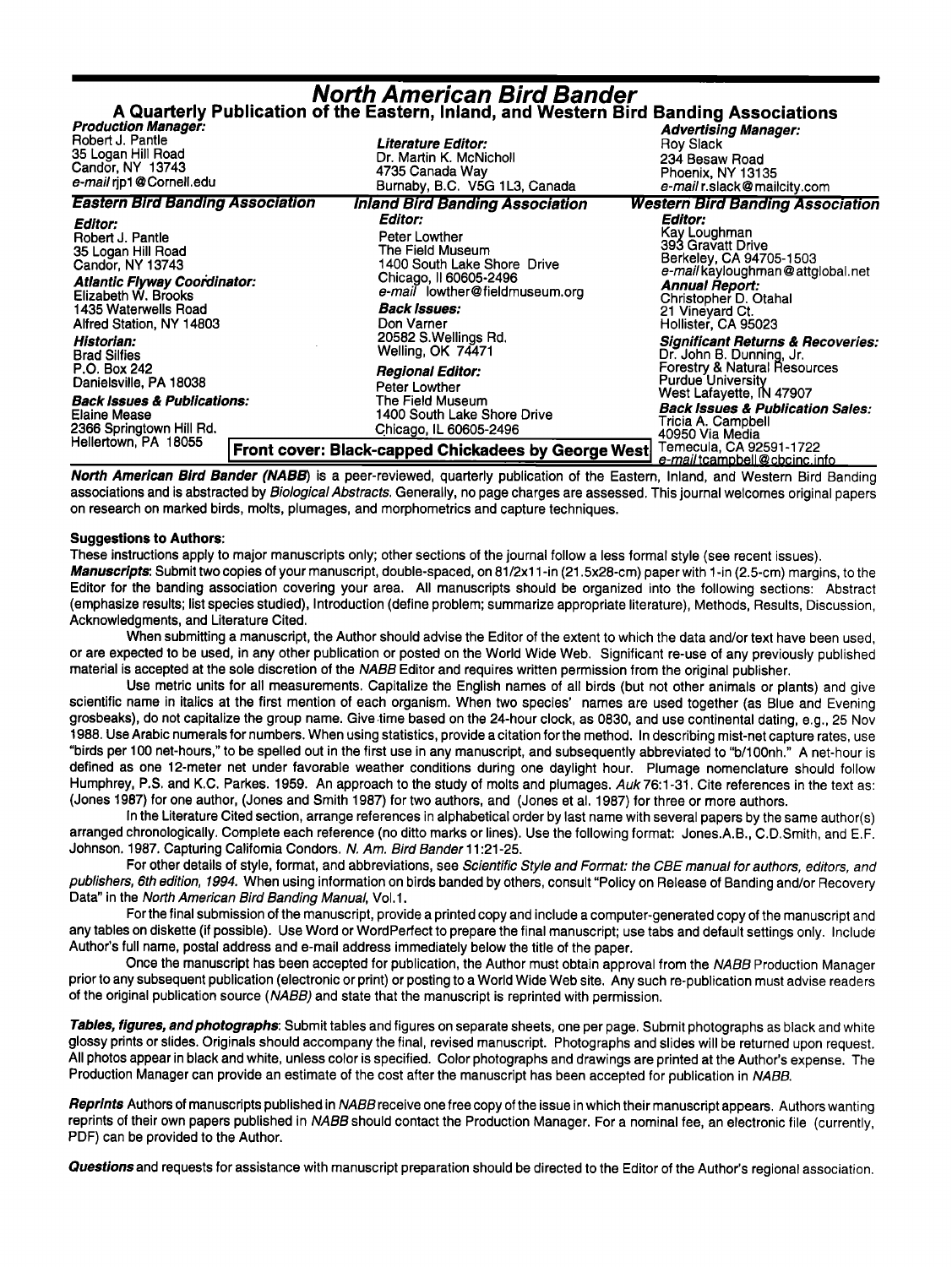# North American Bird Bander

## A Quarterly Publication of the Eastern, Inland, and Western Bird Banding Associations

**Production Manager:**
Robert J. Pantle
35 Logan Hill Road
Candor, NY 13743
*e-mail* rjp1@Cornell.edu

**Literature Editor:**
Dr. Martin K. McNicholl
4735 Canada Way
Burnaby, B.C. V5G 1L3, Canada

**Advertising Manager:**
Roy Slack
234 Besaw Road
Phoenix, NY 13135
*e-mail* r.slack@mailcity.com

### Eastern Bird Banding Association

**Editor:**
Robert J. Pantle
35 Logan Hill Road
Candor, NY 13743

**Atlantic Flyway Coordinator:**
Elizabeth W. Brooks
1435 Waterwells Road
Alfred Station, NY 14803

**Historian:**
Brad Silfies
P.O. Box 242
Danielsville, PA 18038

**Back Issues & Publications:**
Elaine Mease
2366 Springtown Hill Rd.
Hellertown, PA 18055

### Inland Bird Banding Association

**Editor:**
Peter Lowther
The Field Museum
1400 South Lake Shore Drive
Chicago, Il 60605-2496
*e-mail* lowther@fieldmuseum.org

**Back Issues:**
Don Varner
20582 S.Wellings Rd.
Welling, OK 74471

**Regional Editor:**
Peter Lowther
The Field Museum
1400 South Lake Shore Drive
Chicago, IL 60605-2496

### Western Bird Banding Association

**Editor:**
Kay Loughman
393 Gravatt Drive
Berkeley, CA 94705-1503
*e-mail* kayloughman@attglobal.net

**Annual Report:**
Christopher D. Otahal
21 Vineyard Ct.
Hollister, CA 95023

**Significant Returns & Recoveries:**
Dr. John B. Dunning, Jr.
Forestry & Natural Resources
Purdue University
West Lafayette, IN 47907

**Back Issues & Publication Sales:**
Tricia A. Campbell
40950 Via Media
Temecula, CA 92591-1722
*e-mail* tcampbell@cbcinc.info

**Front cover: Black-capped Chickadees by George West**

***North American Bird Bander (NABB)*** is a peer-reviewed, quarterly publication of the Eastern, Inland, and Western Bird Banding associations and is abstracted by *Biological Abstracts.* Generally, no page charges are assessed. This journal welcomes original papers on research on marked birds, molts, plumages, and morphometrics and capture techniques.

**Suggestions to Authors:**

These instructions apply to major manuscripts only; other sections of the journal follow a less formal style (see recent issues).

***Manuscripts***: Submit two copies of your manuscript, double-spaced, on 81/2x11-in (21.5x28-cm) paper with 1-in (2.5-cm) margins, to the Editor for the banding association covering your area. All manuscripts should be organized into the following sections: Abstract (emphasize results; list species studied), Introduction (define problem; summarize appropriate literature), Methods, Results, Discussion, Acknowledgments, and Literature Cited.

When submitting a manuscript, the Author should advise the Editor of the extent to which the data and/or text have been used, or are expected to be used, in any other publication or posted on the World Wide Web. Significant re-use of any previously published material is accepted at the sole discretion of the *NABB* Editor and requires written permission from the original publisher.

Use metric units for all measurements. Capitalize the English names of all birds (but not other animals or plants) and give scientific name in italics at the first mention of each organism. When two species' names are used together (as Blue and Evening grosbeaks), do not capitalize the group name. Give time based on the 24-hour clock, as 0830, and use continental dating, e.g., 25 Nov 1988. Use Arabic numerals for numbers. When using statistics, provide a citation for the method. In describing mist-net capture rates, use "birds per 100 net-hours," to be spelled out in the first use in any manuscript, and subsequently abbreviated to "b/100nh." A net-hour is defined as one 12-meter net under favorable weather conditions during one daylight hour. Plumage nomenclature should follow Humphrey, P.S. and K.C. Parkes. 1959. An approach to the study of molts and plumages. *Auk* 76:1-31. Cite references in the text as: (Jones 1987) for one author, (Jones and Smith 1987) for two authors, and (Jones et al. 1987) for three or more authors.

In the Literature Cited section, arrange references in alphabetical order by last name with several papers by the same author(s) arranged chronologically. Complete each reference (no ditto marks or lines). Use the following format: Jones.A.B., C.D.Smith, and E.F. Johnson. 1987. Capturing California Condors. *N. Am. Bird Bander* 11:21-25.

For other details of style, format, and abbreviations, see *Scientific Style and Format: the CBE manual for authors, editors, and publishers, 6th edition, 1994.* When using information on birds banded by others, consult "Policy on Release of Banding and/or Recovery Data" in the *North American Bird Banding Manual*, Vol.1.

For the final submission of the manuscript, provide a printed copy and include a computer-generated copy of the manuscript and any tables on diskette (if possible). Use Word or WordPerfect to prepare the final manuscript; use tabs and default settings only. Include Author's full name, postal address and e-mail address immediately below the title of the paper.

Once the manuscript has been accepted for publication, the Author must obtain approval from the *NABB* Production Manager prior to any subsequent publication (electronic or print) or posting to a World Wide Web site. Any such re-publication must advise readers of the original publication source (*NABB)* and state that the manuscript is reprinted with permission.

***Tables, figures, and photographs***: Submit tables and figures on separate sheets, one per page. Submit photographs as black and white glossy prints or slides. Originals should accompany the final, revised manuscript. Photographs and slides will be returned upon request. All photos appear in black and white, unless color is specified. Color photographs and drawings are printed at the Author's expense. The Production Manager can provide an estimate of the cost after the manuscript has been accepted for publication in *NABB.*

***Reprints*** Authors of manuscripts published in *NABB* receive one free copy of the issue in which their manuscript appears. Authors wanting reprints of their own papers published in *NABB* should contact the Production Manager. For a nominal fee, an electronic file (currently, PDF) can be provided to the Author.

***Questions*** and requests for assistance with manuscript preparation should be directed to the Editor of the Author's regional association.